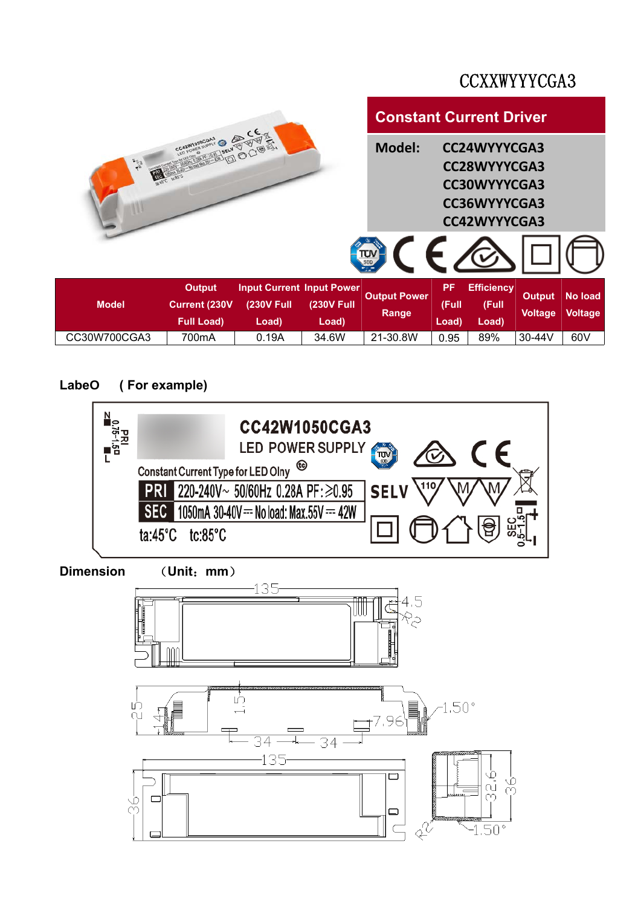CCXXWYYYCGA3

## Constant Current Driver

**Model:** CC24WYYYCGA3
CC28WYYYCGA3
CC30WYYYCGA3
CC36WYYYCGA3
CC42WYYYCGA3

| Model | Output Current (230V Full Load) | Input Current (230V Full Load) | Input Power (230V Full Load) | Output Power Range | PF (Full Load) | Efficiency (Full Load) | Output Voltage | No load Voltage |
|---|---|---|---|---|---|---|---|---|
| CC30W700CGA3 | 700mA | 0.19A | 34.6W | 21-30.8W | 0.95 | 89% | 30-44V | 60V |

**LabeO ( For example)**

CC42W1050CGA3
LED POWER SUPPLY
Constant Current Type for LED Olny
PRI 220-240V~ 50/60Hz 0.28A PF:≥0.95
SEC 1050mA 30-40V⎓ No load: Max.55V⎓ 42W
ta:45°C tc:85°C
SELV
N PRI 0.75-1.5□ L
SEC 0.5-1.5□ + -

**Dimension** （Unit：mm）

135, 4.5, R2, 25, 14, 15, 7.96, 1.50°, 34, 34, 135, 36, 32.6, 36, R2, 1.50°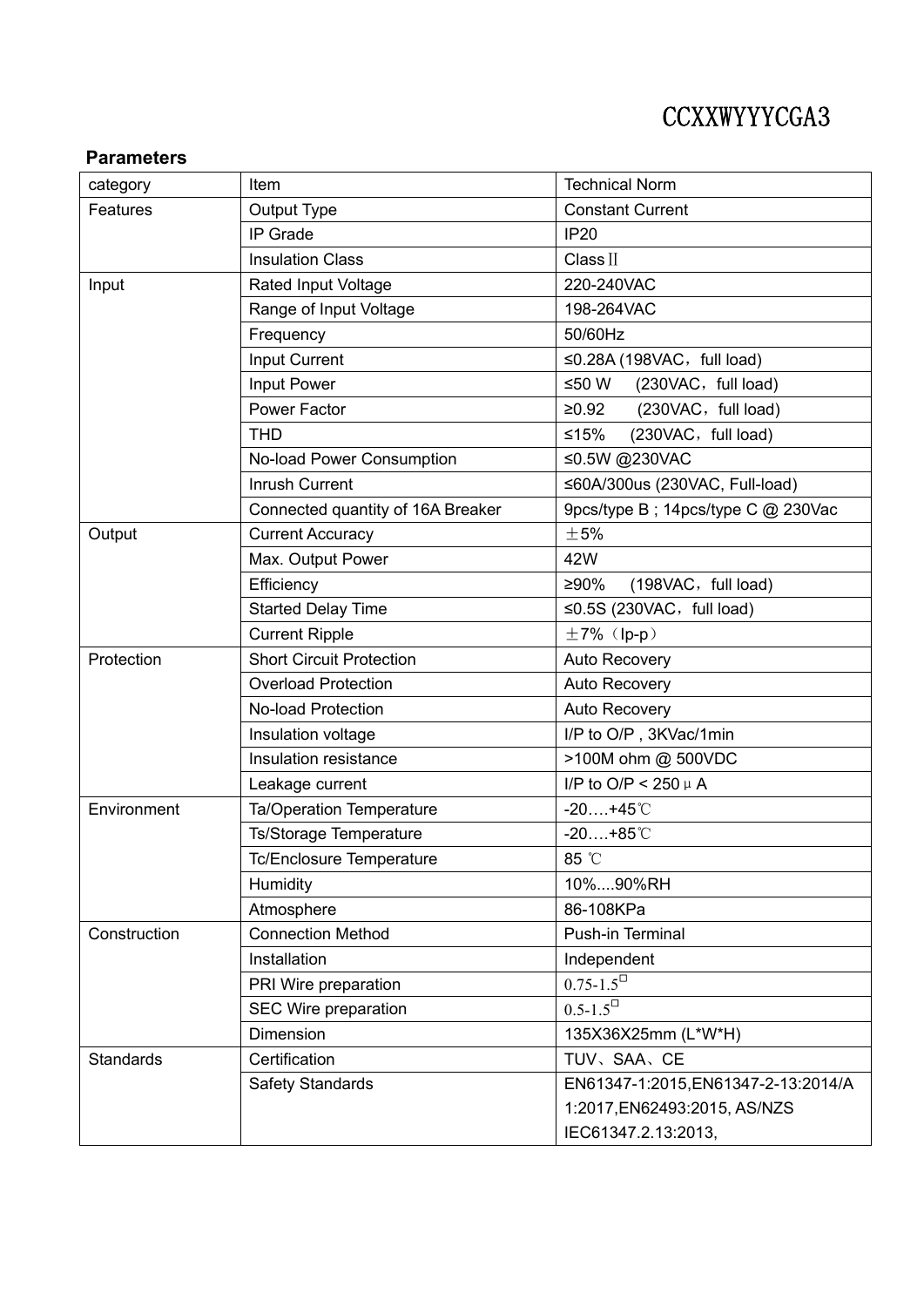CCXXWYYYCGA3

**Parameters**

| category | Item | Technical Norm |
|---|---|---|
| Features | Output Type | Constant Current |
| | IP Grade | IP20 |
| | Insulation Class | ClassⅡ |
| Input | Rated Input Voltage | 220-240VAC |
| | Range of Input Voltage | 198-264VAC |
| | Frequency | 50/60Hz |
| | Input Current | ≤0.28A (198VAC，full load) |
| | Input Power | ≤50 W (230VAC，full load) |
| | Power Factor | ≥0.92 (230VAC，full load) |
| | THD | ≤15% (230VAC，full load) |
| | No-load Power Consumption | ≤0.5W @230VAC |
| | Inrush Current | ≤60A/300us (230VAC, Full-load) |
| | Connected quantity of 16A Breaker | 9pcs/type B ; 14pcs/type C @ 230Vac |
| Output | Current Accuracy | ±5% |
| | Max. Output Power | 42W |
| | Efficiency | ≥90% (198VAC，full load) |
| | Started Delay Time | ≤0.5S (230VAC，full load) |
| | Current Ripple | ±7%（Ip-p） |
| Protection | Short Circuit Protection | Auto Recovery |
| | Overload Protection | Auto Recovery |
| | No-load Protection | Auto Recovery |
| | Insulation voltage | I/P to O/P , 3KVac/1min |
| | Insulation resistance | >100M ohm @ 500VDC |
| | Leakage current | I/P to O/P < 250μA |
| Environment | Ta/Operation Temperature | -20….+45℃ |
| | Ts/Storage Temperature | -20….+85℃ |
| | Tc/Enclosure Temperature | 85 ℃ |
| | Humidity | 10%....90%RH |
| | Atmosphere | 86-108KPa |
| Construction | Connection Method | Push-in Terminal |
| | Installation | Independent |
| | PRI Wire preparation | 0.75-1.5□ |
| | SEC Wire preparation | 0.5-1.5□ |
| | Dimension | 135X36X25mm (L*W*H) |
| Standards | Certification | TUV、SAA、CE |
| | Safety Standards | EN61347-1:2015,EN61347-2-13:2014/A1:2017,EN62493:2015, AS/NZS IEC61347.2.13:2013, |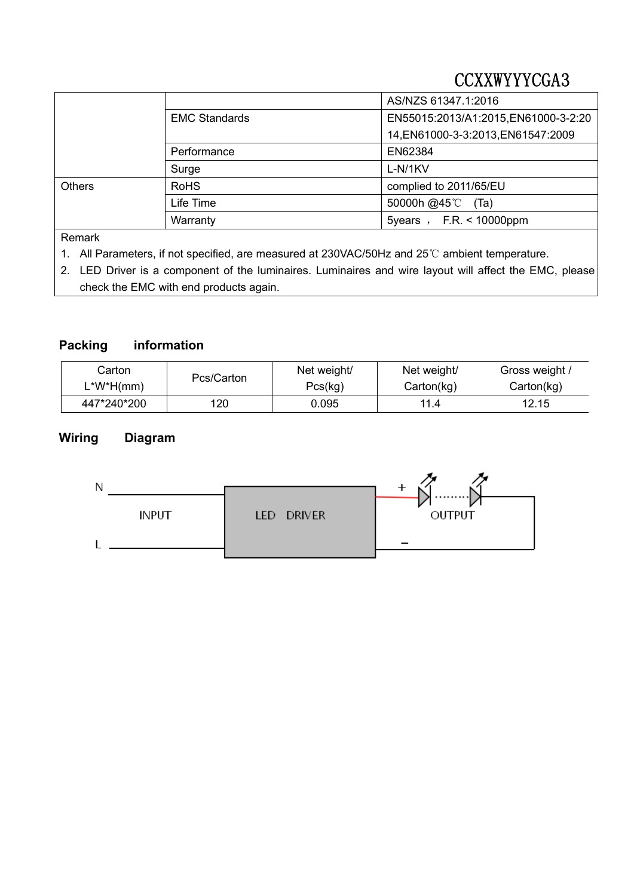CCXXWYYYCGA3

| | | |
|---|---|---|
| | | AS/NZS 61347.1:2016 |
| | EMC Standards | EN55015:2013/A1:2015,EN61000-3-2:2014,EN61000-3-3:2013,EN61547:2009 |
| | Performance | EN62384 |
| | Surge | L-N/1KV |
| Others | RoHS | complied to 2011/65/EU |
| | Life Time | 50000h @45℃ (Ta) |
| | Warranty | 5years ， F.R. < 10000ppm |

Remark

1. All Parameters, if not specified, are measured at 230VAC/50Hz and 25℃ ambient temperature.
2. LED Driver is a component of the luminaires. Luminaires and wire layout will affect the EMC, please check the EMC with end products again.

## Packing information

| Carton L*W*H(mm) | Pcs/Carton | Net weight/ Pcs(kg) | Net weight/ Carton(kg) | Gross weight / Carton(kg) |
|---|---|---|---|---|
| 447*240*200 | 120 | 0.095 | 11.4 | 12.15 |

## Wiring Diagram

N

INPUT

L

LED DRIVER

+

OUTPUT

−